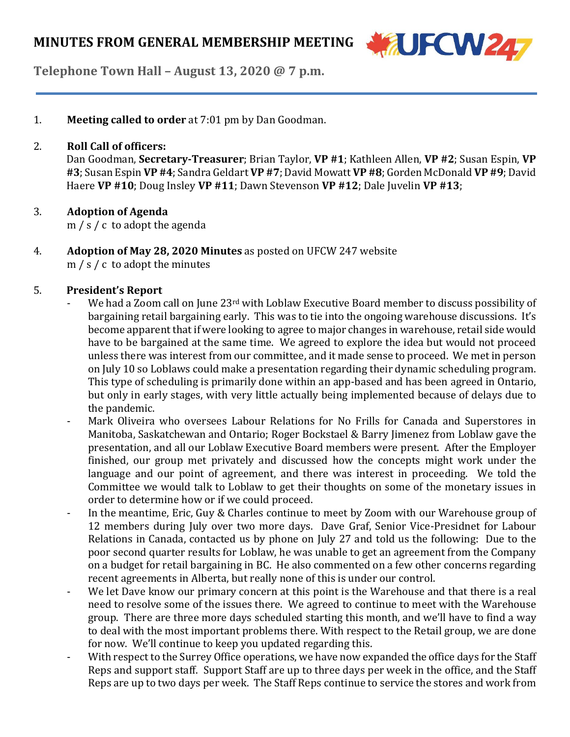# MINUTES FROM GENERAL MEMBERSHIP MEETING

**Telephone Town Hall – August 13, 2020 @ 7 p.m.**

1. **Meeting called to order** at 7:01 pm by Dan Goodman.

2. **Roll Call of officers:**
   Dan Goodman, **Secretary-Treasurer**; Brian Taylor, **VP #1**; Kathleen Allen, **VP #2**; Susan Espin, **VP #3**; Susan Espin **VP #4**; Sandra Geldart **VP #7**; David Mowatt **VP #8**; Gorden McDonald **VP #9**; David Haere **VP #10**; Doug Insley **VP #11**; Dawn Stevenson **VP #12**; Dale Juvelin **VP #13**;

3. **Adoption of Agenda**
   m / s / c to adopt the agenda

4. **Adoption of May 28, 2020 Minutes** as posted on UFCW 247 website
   m / s / c to adopt the minutes

5. **President's Report**
   - We had a Zoom call on June 23rd with Loblaw Executive Board member to discuss possibility of bargaining retail bargaining early. This was to tie into the ongoing warehouse discussions. It's become apparent that if were looking to agree to major changes in warehouse, retail side would have to be bargained at the same time. We agreed to explore the idea but would not proceed unless there was interest from our committee, and it made sense to proceed. We met in person on July 10 so Loblaws could make a presentation regarding their dynamic scheduling program. This type of scheduling is primarily done within an app-based and has been agreed in Ontario, but only in early stages, with very little actually being implemented because of delays due to the pandemic.
   - Mark Oliveira who oversees Labour Relations for No Frills for Canada and Superstores in Manitoba, Saskatchewan and Ontario; Roger Bockstael & Barry Jimenez from Loblaw gave the presentation, and all our Loblaw Executive Board members were present. After the Employer finished, our group met privately and discussed how the concepts might work under the language and our point of agreement, and there was interest in proceeding. We told the Committee we would talk to Loblaw to get their thoughts on some of the monetary issues in order to determine how or if we could proceed.
   - In the meantime, Eric, Guy & Charles continue to meet by Zoom with our Warehouse group of 12 members during July over two more days. Dave Graf, Senior Vice-Presidnet for Labour Relations in Canada, contacted us by phone on July 27 and told us the following: Due to the poor second quarter results for Loblaw, he was unable to get an agreement from the Company on a budget for retail bargaining in BC. He also commented on a few other concerns regarding recent agreements in Alberta, but really none of this is under our control.
   - We let Dave know our primary concern at this point is the Warehouse and that there is a real need to resolve some of the issues there. We agreed to continue to meet with the Warehouse group. There are three more days scheduled starting this month, and we'll have to find a way to deal with the most important problems there. With respect to the Retail group, we are done for now. We'll continue to keep you updated regarding this.
   - With respect to the Surrey Office operations, we have now expanded the office days for the Staff Reps and support staff. Support Staff are up to three days per week in the office, and the Staff Reps are up to two days per week. The Staff Reps continue to service the stores and work from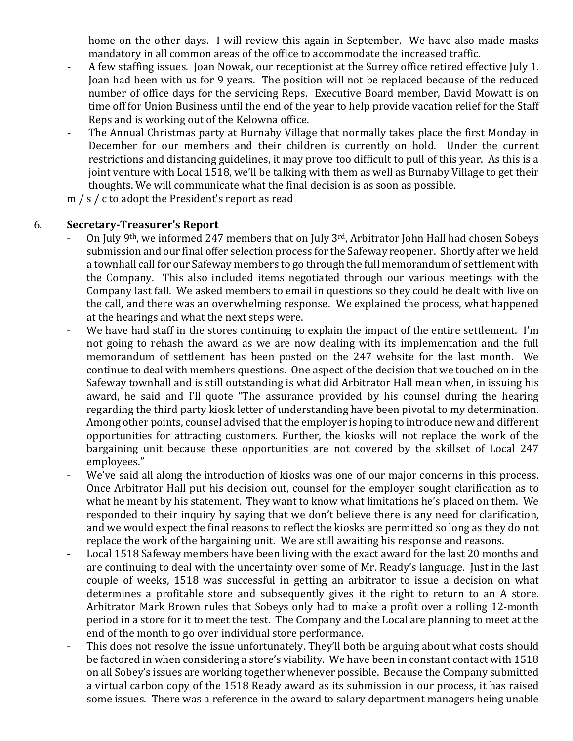home on the other days. I will review this again in September. We have also made masks mandatory in all common areas of the office to accommodate the increased traffic.

- A few staffing issues. Joan Nowak, our receptionist at the Surrey office retired effective July 1. Joan had been with us for 9 years. The position will not be replaced because of the reduced number of office days for the servicing Reps. Executive Board member, David Mowatt is on time off for Union Business until the end of the year to help provide vacation relief for the Staff Reps and is working out of the Kelowna office.
- The Annual Christmas party at Burnaby Village that normally takes place the first Monday in December for our members and their children is currently on hold. Under the current restrictions and distancing guidelines, it may prove too difficult to pull of this year. As this is a joint venture with Local 1518, we'll be talking with them as well as Burnaby Village to get their thoughts. We will communicate what the final decision is as soon as possible.

m / s / c to adopt the President's report as read

6. **Secretary-Treasurer's Report**

- On July 9th, we informed 247 members that on July 3rd, Arbitrator John Hall had chosen Sobeys submission and our final offer selection process for the Safeway reopener. Shortly after we held a townhall call for our Safeway members to go through the full memorandum of settlement with the Company. This also included items negotiated through our various meetings with the Company last fall. We asked members to email in questions so they could be dealt with live on the call, and there was an overwhelming response. We explained the process, what happened at the hearings and what the next steps were.
- We have had staff in the stores continuing to explain the impact of the entire settlement. I'm not going to rehash the award as we are now dealing with its implementation and the full memorandum of settlement has been posted on the 247 website for the last month. We continue to deal with members questions. One aspect of the decision that we touched on in the Safeway townhall and is still outstanding is what did Arbitrator Hall mean when, in issuing his award, he said and I'll quote "The assurance provided by his counsel during the hearing regarding the third party kiosk letter of understanding have been pivotal to my determination. Among other points, counsel advised that the employer is hoping to introduce new and different opportunities for attracting customers. Further, the kiosks will not replace the work of the bargaining unit because these opportunities are not covered by the skillset of Local 247 employees."
- We've said all along the introduction of kiosks was one of our major concerns in this process. Once Arbitrator Hall put his decision out, counsel for the employer sought clarification as to what he meant by his statement. They want to know what limitations he's placed on them. We responded to their inquiry by saying that we don't believe there is any need for clarification, and we would expect the final reasons to reflect the kiosks are permitted so long as they do not replace the work of the bargaining unit. We are still awaiting his response and reasons.
- Local 1518 Safeway members have been living with the exact award for the last 20 months and are continuing to deal with the uncertainty over some of Mr. Ready's language. Just in the last couple of weeks, 1518 was successful in getting an arbitrator to issue a decision on what determines a profitable store and subsequently gives it the right to return to an A store. Arbitrator Mark Brown rules that Sobeys only had to make a profit over a rolling 12-month period in a store for it to meet the test. The Company and the Local are planning to meet at the end of the month to go over individual store performance.
- This does not resolve the issue unfortunately. They'll both be arguing about what costs should be factored in when considering a store's viability. We have been in constant contact with 1518 on all Sobey's issues are working together whenever possible. Because the Company submitted a virtual carbon copy of the 1518 Ready award as its submission in our process, it has raised some issues. There was a reference in the award to salary department managers being unable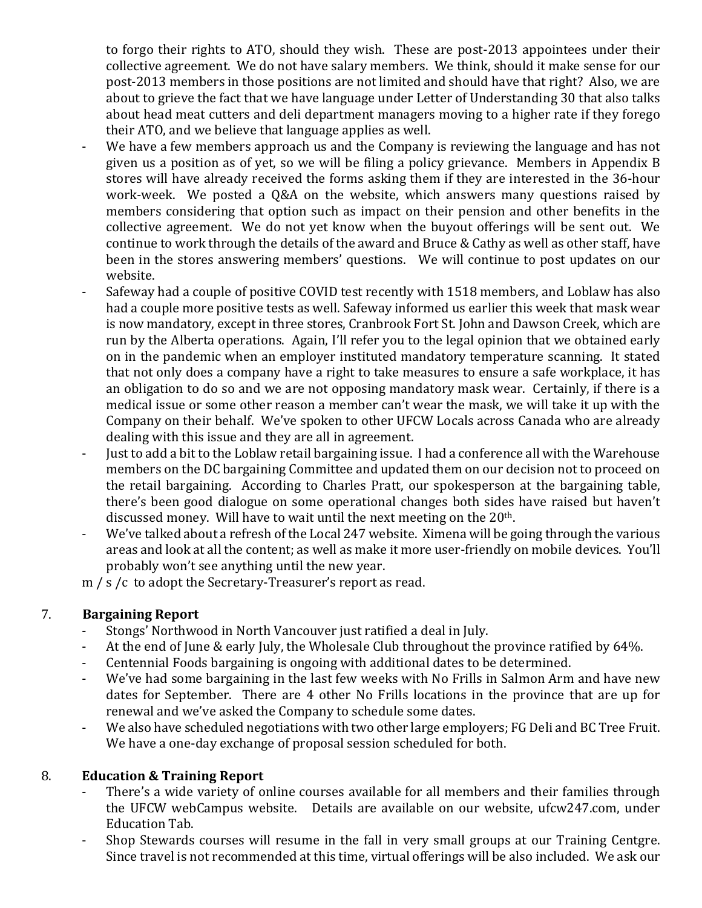to forgo their rights to ATO, should they wish. These are post-2013 appointees under their collective agreement. We do not have salary members. We think, should it make sense for our post-2013 members in those positions are not limited and should have that right? Also, we are about to grieve the fact that we have language under Letter of Understanding 30 that also talks about head meat cutters and deli department managers moving to a higher rate if they forego their ATO, and we believe that language applies as well.

- We have a few members approach us and the Company is reviewing the language and has not given us a position as of yet, so we will be filing a policy grievance. Members in Appendix B stores will have already received the forms asking them if they are interested in the 36-hour work-week. We posted a Q&A on the website, which answers many questions raised by members considering that option such as impact on their pension and other benefits in the collective agreement. We do not yet know when the buyout offerings will be sent out. We continue to work through the details of the award and Bruce & Cathy as well as other staff, have been in the stores answering members' questions. We will continue to post updates on our website.
- Safeway had a couple of positive COVID test recently with 1518 members, and Loblaw has also had a couple more positive tests as well. Safeway informed us earlier this week that mask wear is now mandatory, except in three stores, Cranbrook Fort St. John and Dawson Creek, which are run by the Alberta operations. Again, I'll refer you to the legal opinion that we obtained early on in the pandemic when an employer instituted mandatory temperature scanning. It stated that not only does a company have a right to take measures to ensure a safe workplace, it has an obligation to do so and we are not opposing mandatory mask wear. Certainly, if there is a medical issue or some other reason a member can't wear the mask, we will take it up with the Company on their behalf. We've spoken to other UFCW Locals across Canada who are already dealing with this issue and they are all in agreement.
- Just to add a bit to the Loblaw retail bargaining issue. I had a conference all with the Warehouse members on the DC bargaining Committee and updated them on our decision not to proceed on the retail bargaining. According to Charles Pratt, our spokesperson at the bargaining table, there's been good dialogue on some operational changes both sides have raised but haven't discussed money. Will have to wait until the next meeting on the 20th.
- We've talked about a refresh of the Local 247 website. Ximena will be going through the various areas and look at all the content; as well as make it more user-friendly on mobile devices. You'll probably won't see anything until the new year.

m / s /c to adopt the Secretary-Treasurer's report as read.

## 7. Bargaining Report

- Stongs' Northwood in North Vancouver just ratified a deal in July.
- At the end of June & early July, the Wholesale Club throughout the province ratified by 64%.
- Centennial Foods bargaining is ongoing with additional dates to be determined.
- We've had some bargaining in the last few weeks with No Frills in Salmon Arm and have new dates for September. There are 4 other No Frills locations in the province that are up for renewal and we've asked the Company to schedule some dates.
- We also have scheduled negotiations with two other large employers; FG Deli and BC Tree Fruit. We have a one-day exchange of proposal session scheduled for both.

## 8. Education & Training Report

- There's a wide variety of online courses available for all members and their families through the UFCW webCampus website. Details are available on our website, ufcw247.com, under Education Tab.
- Shop Stewards courses will resume in the fall in very small groups at our Training Centgre. Since travel is not recommended at this time, virtual offerings will be also included. We ask our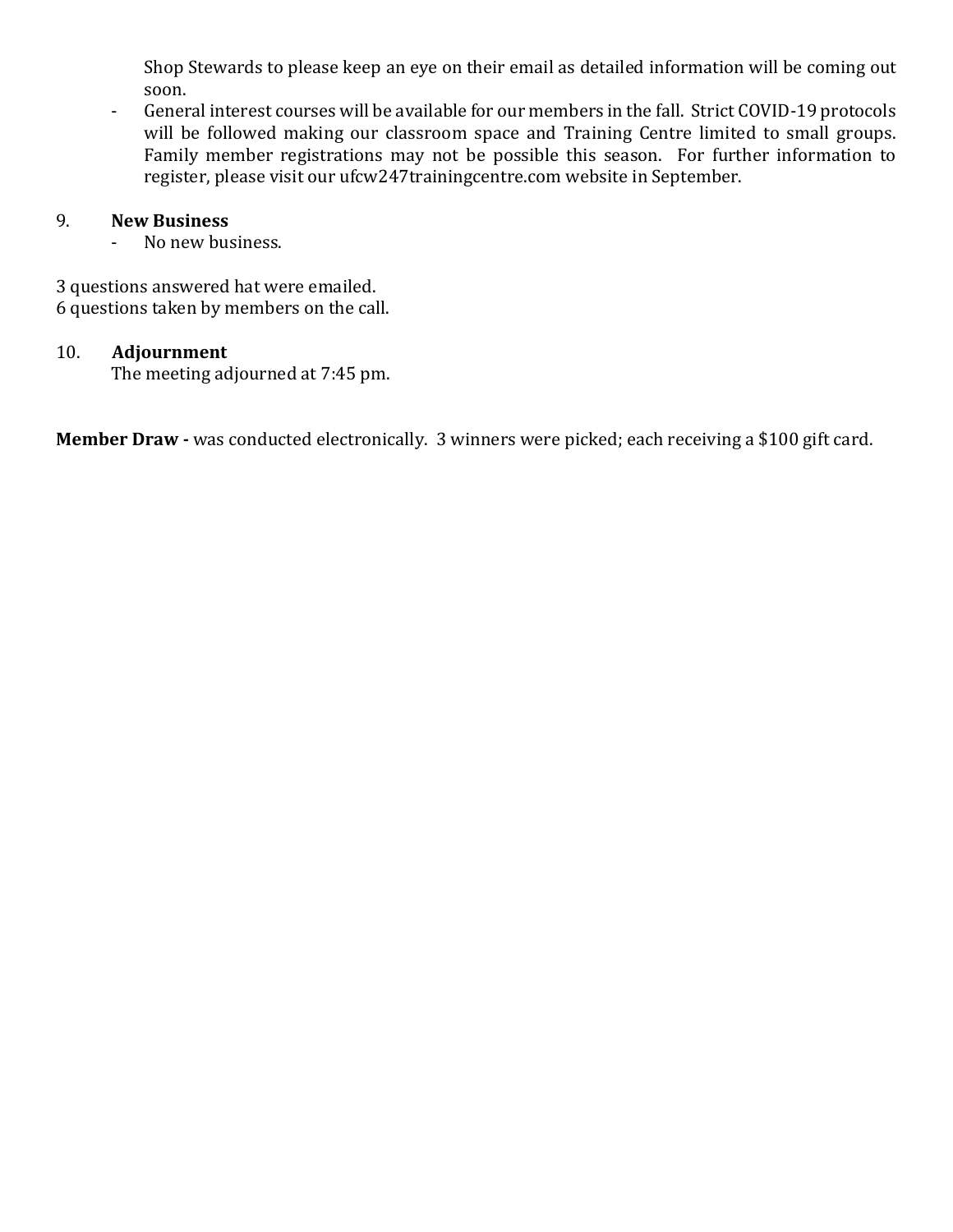Shop Stewards to please keep an eye on their email as detailed information will be coming out soon.

- General interest courses will be available for our members in the fall. Strict COVID-19 protocols will be followed making our classroom space and Training Centre limited to small groups. Family member registrations may not be possible this season. For further information to register, please visit our ufcw247trainingcentre.com website in September.

9. **New Business**
   - No new business.

3 questions answered hat were emailed.
6 questions taken by members on the call.

10. **Adjournment**
    The meeting adjourned at 7:45 pm.

**Member Draw -** was conducted electronically. 3 winners were picked; each receiving a $100 gift card.